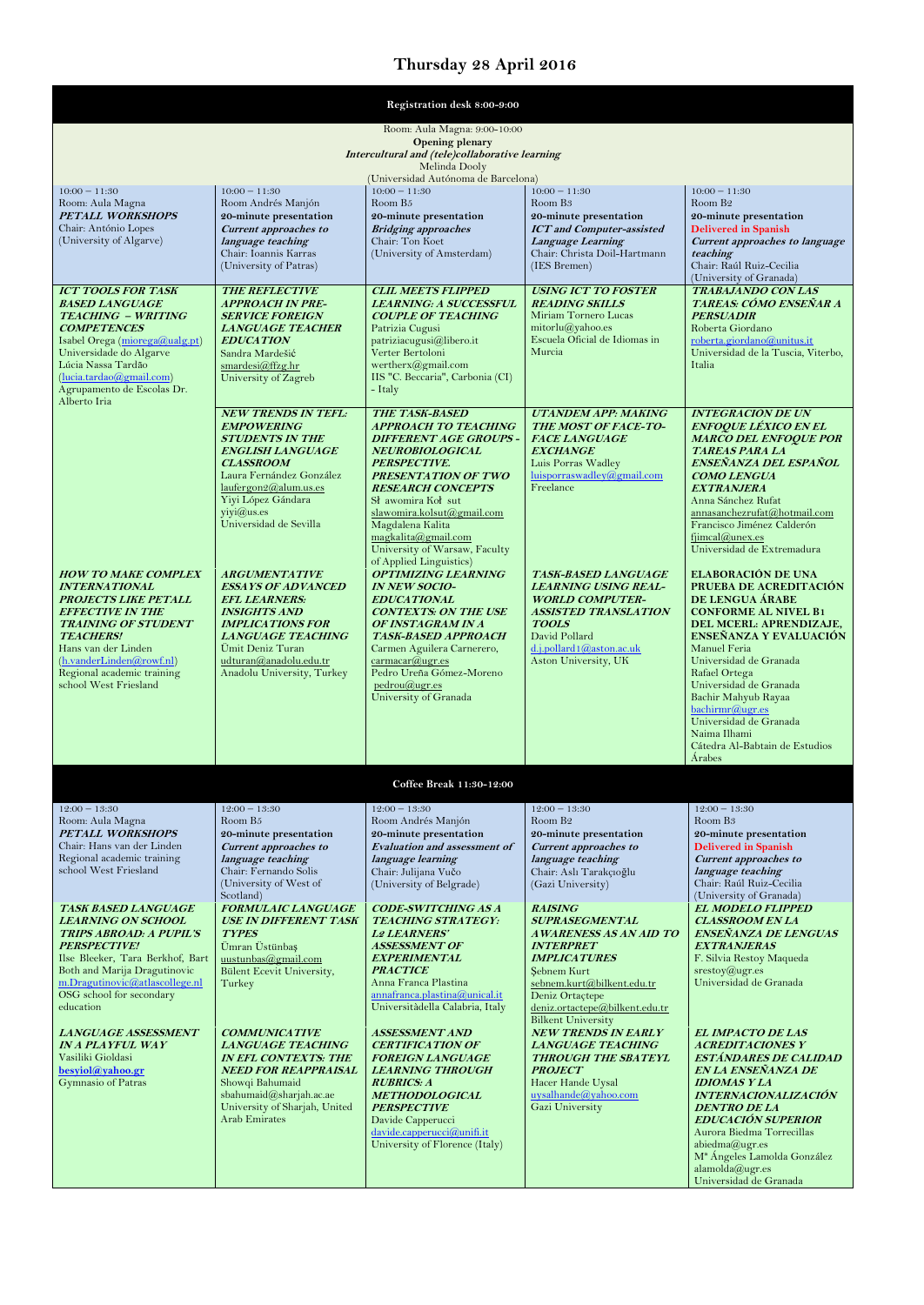# Thursday 28 April 2016

**Registration desk 8:00-9:00**

Room: Aula Magna: 9:00-10:00
**Opening plenary**
***Intercultural and (tele)collaborative learning***
Melinda Dooly
(Universidad Autónoma de Barcelona)

| 10:00 – 11:30<br>Room: Aula Magna<br>***PETALL WORKSHOPS***<br>Chair: António Lopes<br>(University of Algarve) | 10:00 – 11:30<br>Room Andrés Manjón<br>**20-minute presentation**<br>***Current approaches to language teaching***<br>Chair: Ioannis Karras<br>(University of Patras) | 10:00 – 11:30<br>Room B5<br>**20-minute presentation**<br>***Bridging approaches***<br>Chair: Ton Koet<br>(University of Amsterdam) | 10:00 – 11:30<br>Room B3<br>**20-minute presentation**<br>***ICT and Computer-assisted Language Learning***<br>Chair: Christa Doil-Hartmann<br>(IES Bremen) | 10:00 – 11:30<br>Room B2<br>**20-minute presentation**<br>**Delivered in Spanish**<br>***Current approaches to language teaching***<br>Chair: Raúl Ruiz-Cecilia<br>(University of Granada) |
|---|---|---|---|---|
| ***ICT TOOLS FOR TASK BASED LANGUAGE TEACHING – WRITING COMPETENCES***<br>Isabel Orega (miorega@ualg.pt)<br>Universidade do Algarve<br>Lúcia Nassa Tardão (lucia.tardao@gmail.com)<br>Agrupamento de Escolas Dr. Alberto Iria | ***THE REFLECTIVE APPROACH IN PRE-SERVICE FOREIGN LANGUAGE TEACHER EDUCATION***<br>Sandra Mardešić<br>smardesi@ffzg.hr<br>University of Zagreb | ***CLIL MEETS FLIPPED LEARNING: A SUCCESSFUL COUPLE OF TEACHING***<br>Patrizia Cugusi<br>patriziacugusi@libero.it<br>Verter Bertoloni<br>wertherx@gmail.com<br>IIS "C. Beccaria", Carbonia (CI) - Italy | ***USING ICT TO FOSTER READING SKILLS***<br>Miriam Tornero Lucas<br>mitorlu@yahoo.es<br>Escuela Oficial de Idiomas in Murcia | ***TRABAJANDO CON LAS TAREAS: CÓMO ENSEÑAR A PERSUADIR***<br>Roberta Giordano<br>roberta.giordano@unitus.it<br>Universidad de la Tuscia, Viterbo, Italia |
| | ***NEW TRENDS IN TEFL: EMPOWERING STUDENTS IN THE ENGLISH LANGUAGE CLASSROOM***<br>Laura Fernández González<br>laufergon2@alum.us.es<br>Yiyi López Gándara<br>yiyi@us.es<br>Universidad de Sevilla | ***THE TASK-BASED APPROACH TO TEACHING DIFFERENT AGE GROUPS - NEUROBIOLOGICAL PERSPECTIVE. PRESENTATION OF TWO RESEARCH CONCEPTS***<br>Sławomira Kołsut<br>slawomira.kolsut@gmail.com<br>Magdalena Kalita<br>magkalita@gmail.com<br>University of Warsaw, Faculty of Applied Linguistics) | ***UTANDEM APP: MAKING THE MOST OF FACE-TO-FACE LANGUAGE EXCHANGE***<br>Luis Porras Wadley<br>luisporraswadley@gmail.com<br>Freelance | ***INTEGRACION DE UN ENFOQUE LÉXICO EN EL MARCO DEL ENFOQUE POR TAREAS PARA LA ENSEÑANZA DEL ESPAÑOL COMO LENGUA EXTRANJERA***<br>Anna Sánchez Rufat<br>annasanchezrufat@hotmail.com<br>Francisco Jiménez Calderón<br>fjimcal@unex.es<br>Universidad de Extremadura |
| ***HOW TO MAKE COMPLEX INTERNATIONAL PROJECTS LIKE PETALL EFFECTIVE IN THE TRAINING OF STUDENT TEACHERS!***<br>Hans van der Linden (h.vanderLinden@rowf.nl)<br>Regional academic training school West Friesland | ***ARGUMENTATIVE ESSAYS OF ADVANCED EFL LEARNERS: INSIGHTS AND IMPLICATIONS FOR LANGUAGE TEACHING***<br>Ümit Deniz Turan<br>udturan@anadolu.edu.tr<br>Anadolu University, Turkey | ***OPTIMIZING LEARNING IN NEW SOCIO-EDUCATIONAL CONTEXTS: ON THE USE OF INSTAGRAM IN A TASK-BASED APPROACH***<br>Carmen Aguilera Carnerero,<br>carmacar@ugr.es<br>Pedro Ureña Gómez-Moreno<br>pedrou@ugr.es<br>University of Granada | ***TASK-BASED LANGUAGE LEARNING USING REAL-WORLD COMPUTER-ASSISTED TRANSLATION TOOLS***<br>David Pollard<br>d.j.pollard1@aston.ac.uk<br>Aston University, UK | **ELABORACIÓN DE UNA PRUEBA DE ACREDITACIÓN DE LENGUA ÁRABE CONFORME AL NIVEL B1 DEL MCERL: APRENDIZAJE, ENSEÑANZA Y EVALUACIÓN**<br>Manuel Feria<br>Universidad de Granada<br>Rafael Ortega<br>Universidad de Granada<br>Bachir Mahyub Rayaa<br>bachirmr@ugr.es<br>Universidad de Granada<br>Naima Ilhami<br>Cátedra Al-Babtain de Estudios Árabes |

**Coffee Break 11:30-12:00**

| 12:00 – 13:30<br>Room: Aula Magna<br>***PETALL WORKSHOPS***<br>Chair: Hans van der Linden<br>Regional academic training school West Friesland | 12:00 – 13:30<br>Room B5<br>**20-minute presentation**<br>***Current approaches to language teaching***<br>Chair: Fernando Solis<br>(University of West of Scotland) | 12:00 – 13:30<br>Room Andrés Manjón<br>**20-minute presentation**<br>***Evaluation and assessment of language learning***<br>Chair: Julijana Vučo<br>(University of Belgrade) | 12:00 – 13:30<br>Room B2<br>**20-minute presentation**<br>***Current approaches to language teaching***<br>Chair: Aslı Tarakçıoğlu<br>(Gazi University) | 12:00 – 13:30<br>Room B3<br>**20-minute presentation**<br>**Delivered in Spanish**<br>***Current approaches to language teaching***<br>Chair: Raúl Ruiz-Cecilia<br>(University of Granada) |
|---|---|---|---|---|
| ***TASK BASED LANGUAGE LEARNING ON SCHOOL TRIPS ABROAD: A PUPIL'S PERSPECTIVE!***<br>Ilse Bleeker, Tara Berkhof, Bart Both and Marija Dragutinovic<br>m.Dragutinovic@atlascollege.nl<br>OSG school for secondary education | ***FORMULAIC LANGUAGE USE IN DIFFERENT TASK TYPES***<br>Ümran Üstünbaş<br>uustunbas@gmail.com<br>Bülent Ecevit University, Turkey | ***CODE-SWITCHING AS A TEACHING STRATEGY: L2 LEARNERS' ASSESSMENT OF EXPERIMENTAL PRACTICE***<br>Anna Franca Plastina<br>annafranca.plastina@unical.it<br>Universitàdella Calabria, Italy | ***RAISING SUPRASEGMENTAL AWARENESS AS AN AID TO INTERPRET IMPLICATURES***<br>Şebnem Kurt<br>sebnem.kurt@bilkent.edu.tr<br>Deniz Ortaçtepe<br>deniz.ortactepe@bilkent.edu.tr<br>Bilkent University | ***EL MODELO FLIPPED CLASSROOM EN LA ENSEÑANZA DE LENGUAS EXTRANJERAS***<br>F. Silvia Restoy Maqueda<br>srestoy@ugr.es<br>Universidad de Granada |
| ***LANGUAGE ASSESSMENT IN A PLAYFUL WAY***<br>Vasiliki Gioldasi<br>**besyiol@yahoo.gr**<br>Gymnasio of Patras | ***COMMUNICATIVE LANGUAGE TEACHING IN EFL CONTEXTS: THE NEED FOR REAPPRAISAL***<br>Showqi Bahumaid<br>sbahumaid@sharjah.ac.ae<br>University of Sharjah, United Arab Emirates | ***ASSESSMENT AND CERTIFICATION OF FOREIGN LANGUAGE LEARNING THROUGH RUBRICS: A METHODOLOGICAL PERSPECTIVE***<br>Davide Capperucci<br>davide.capperucci@unifi.it<br>University of Florence (Italy) | ***NEW TRENDS IN EARLY LANGUAGE TEACHING THROUGH THE SBATEYL PROJECT***<br>Hacer Hande Uysal<br>uysalhande@yahoo.com<br>Gazi University | ***EL IMPACTO DE LAS ACREDITACIONES Y ESTÁNDARES DE CALIDAD EN LA ENSEÑANZA DE IDIOMAS Y LA INTERNACIONALIZACIÓN DENTRO DE LA EDUCACIÓN SUPERIOR***<br>Aurora Biedma Torrecillas<br>abiedma@ugr.es<br>Mª Ángeles Lamolda González<br>alamolda@ugr.es<br>Universidad de Granada |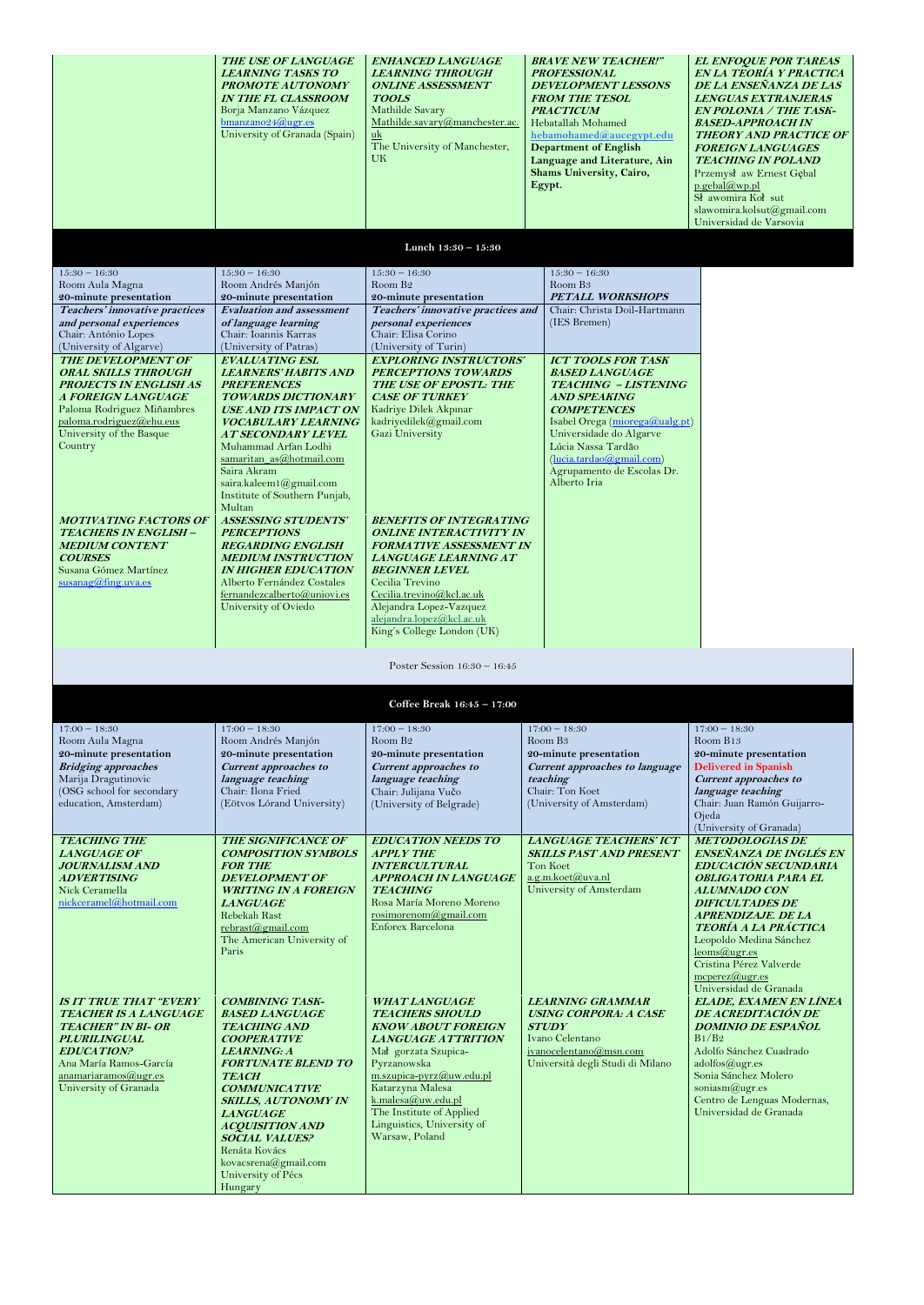| | | | | |
|---|---|---|---|---|
| | ***THE USE OF LANGUAGE LEARNING TASKS TO PROMOTE AUTONOMY IN THE FL CLASSROOM*** Borja Manzano Vázquez bmanzano24@ugr.es University of Granada (Spain) | ***ENHANCED LANGUAGE LEARNING THROUGH ONLINE ASSESSMENT TOOLS*** Mathilde Savary Mathilde.savary@manchester.ac.uk The University of Manchester, UK | ***BRAVE NEW TEACHER!" PROFESSIONAL DEVELOPMENT LESSONS FROM THE TESOL PRACTICUM*** Hebatallah Mohamed hebamohamed@aucegypt.edu **Department of English Language and Literature, Ain Shams University, Cairo, Egypt.** | ***EL ENFOQUE POR TAREAS EN LA TEORÍA Y PRÁCTICA DE LA ENSEÑANZA DE LAS LENGUAS EXTRANJERAS EN POLONIA / THE TASK-BASED-APPROACH IN THEORY AND PRACTICE OF FOREIGN LANGUAGES TEACHING IN POLAND*** Przemysł aw Ernest Gębal p.gebal@wp.pl Sł awomira Koł sut slawomira.kolsut@gmail.com Universidad de Varsovia |

**Lunch 13:30 – 15:30**

| | | | |
|---|---|---|---|
| 15:30 – 16:30 Room Aula Magna **20-minute presentation** ***Teachers' innovative practices and personal experiences*** Chair: António Lopes (University of Algarve) | 15:30 – 16:30 Room Andrés Manjón **20-minute presentation** ***Evaluation and assessment of language learning*** Chair: Ioannis Karras (University of Patras) | 15:30 – 16:30 Room B2 **20-minute presentation** ***Teachers' innovative practices and personal experiences*** Chair: Elisa Corino (University of Turin) | 15:30 – 16:30 Room B3 ***PETALL WORKSHOPS*** Chair: Christa Doil-Hartmann (IES Bremen) |
| ***THE DEVELOPMENT OF ORAL SKILLS THROUGH PROJECTS IN ENGLISH AS A FOREIGN LANGUAGE*** Paloma Rodriguez Miñambres paloma.rodriguez@ehu.eus University of the Basque Country | ***EVALUATING ESL LEARNERS' HABITS AND PREFERENCES TOWARDS DICTIONARY USE AND ITS IMPACT ON VOCABULARY LEARNING AT SECONDARY LEVEL*** Muhammad Arfan Lodhi samaritan_as@hotmail.com Saira Akram saira.kaleem1@gmail.com Institute of Southern Punjab, Multan | ***EXPLORING INSTRUCTORS' PERCEPTIONS TOWARDS THE USE OF EPOSTL: THE CASE OF TURKEY*** Kadriye Dilek Akpınar kadriyedilek@gmail.com Gazi University | ***ICT TOOLS FOR TASK BASED LANGUAGE TEACHING – LISTENING AND SPEAKING COMPETENCES*** Isabel Orega (miorega@ualg.pt) Universidade do Algarve Lúcia Nassa Tardão (lucia.tardao@gmail.com) Agrupamento de Escolas Dr. Alberto Iria |
| ***MOTIVATING FACTORS OF TEACHERS IN ENGLISH – MEDIUM CONTENT COURSES*** Susana Gómez Martínez susanag@fing.uva.es | ***ASSESSING STUDENTS' PERCEPTIONS REGARDING ENGLISH MEDIUM INSTRUCTION IN HIGHER EDUCATION*** Alberto Fernández Costales fernandezcalberto@uniovi.es University of Oviedo | ***BENEFITS OF INTEGRATING ONLINE INTERACTIVITY IN FORMATIVE ASSESSMENT IN LANGUAGE LEARNING AT BEGINNER LEVEL*** Cecilia Trevino Cecilia.trevino@kcl.ac.uk Alejandra Lopez-Vazquez alejandra.lopez@kcl.ac.uk King's College London (UK) | |

Poster Session 16:30 – 16:45

**Coffee Break 16:45 – 17:00**

| | | | | |
|---|---|---|---|---|
| 17:00 – 18:30 Room Aula Magna **20-minute presentation** ***Bridging approaches*** Marija Dragutinovic (OSG school for secondary education, Amsterdam) | 17:00 – 18:30 Room Andrés Manjón **20-minute presentation** ***Current approaches to language teaching*** Chair: Ilona Fried (Eötvos Lórand University) | 17:00 – 18:30 Room B2 **20-minute presentation** ***Current approaches to language teaching*** Chair: Julijana Vučo (University of Belgrade) | 17:00 – 18:30 Room B3 **20-minute presentation** ***Current approaches to language teaching*** Chair: Ton Koet (University of Amsterdam) | 17:00 – 18:30 Room B13 **20-minute presentation** **Delivered in Spanish** ***Current approaches to language teaching*** Chair: Juan Ramón Guijarro-Ojeda (University of Granada) |
| ***TEACHING THE LANGUAGE OF JOURNALISM AND ADVERTISING*** Nick Ceramella nickceramel@hotmail.com | ***THE SIGNIFICANCE OF COMPOSITION SYMBOLS FOR THE DEVELOPMENT OF WRITING IN A FOREIGN LANGUAGE*** Rebekah Rast rebrast@gmail.com The American University of Paris | ***EDUCATION NEEDS TO APPLY THE INTERCULTURAL APPROACH IN LANGUAGE TEACHING*** Rosa María Moreno Moreno rosimorenom@gmail.com Enforex Barcelona | ***LANGUAGE TEACHERS' ICT SKILLS PAST AND PRESENT*** Ton Koet a.g.m.koet@uva.nl University of Amsterdam | ***METODOLOGÍAS DE ENSEÑANZA DE INGLÉS EN EDUCACIÓN SECUNDARIA OBLIGATORIA PARA EL ALUMNADO CON DIFICULTADES DE APRENDIZAJE. DE LA TEORÍA A LA PRÁCTICA*** Leopoldo Medina Sánchez leoms@ugr.es Cristina Pérez Valverde mcperez@ugr.es Universidad de Granada |
| ***IS IT TRUE THAT "EVERY TEACHER IS A LANGUAGE TEACHER" IN BI- OR PLURILINGUAL EDUCATION?*** Ana María Ramos-García anamariaramos@ugr.es University of Granada | ***COMBINING TASK-BASED LANGUAGE TEACHING AND COOPERATIVE LEARNING: A FORTUNATE BLEND TO TEACH COMMUNICATIVE SKILLS, AUTONOMY IN LANGUAGE ACQUISITION AND SOCIAL VALUES?*** Renáta Kovács kovacsrena@gmail.com University of Pécs Hungary | ***WHAT LANGUAGE TEACHERS SHOULD KNOW ABOUT FOREIGN LANGUAGE ATTRITION*** Mał gorzata Szupica-Pyrzanowska m.szupica-pyrz@uw.edu.pl Katarzyna Malesa k.malesa@uw.edu.pl The Institute of Applied Linguistics, University of Warsaw, Poland | ***LEARNING GRAMMAR USING CORPORA: A CASE STUDY*** Ivano Celentano ivanocelentano@msn.com Università degli Studi di Milano | ***ELADE, EXAMEN EN LÍNEA DE ACREDITACIÓN DE DOMINIO DE ESPAÑOL*** B1/B2 Adolfo Sánchez Cuadrado adolfos@ugr.es Sonia Sánchez Molero soniasm@ugr.es Centro de Lenguas Modernas, Universidad de Granada |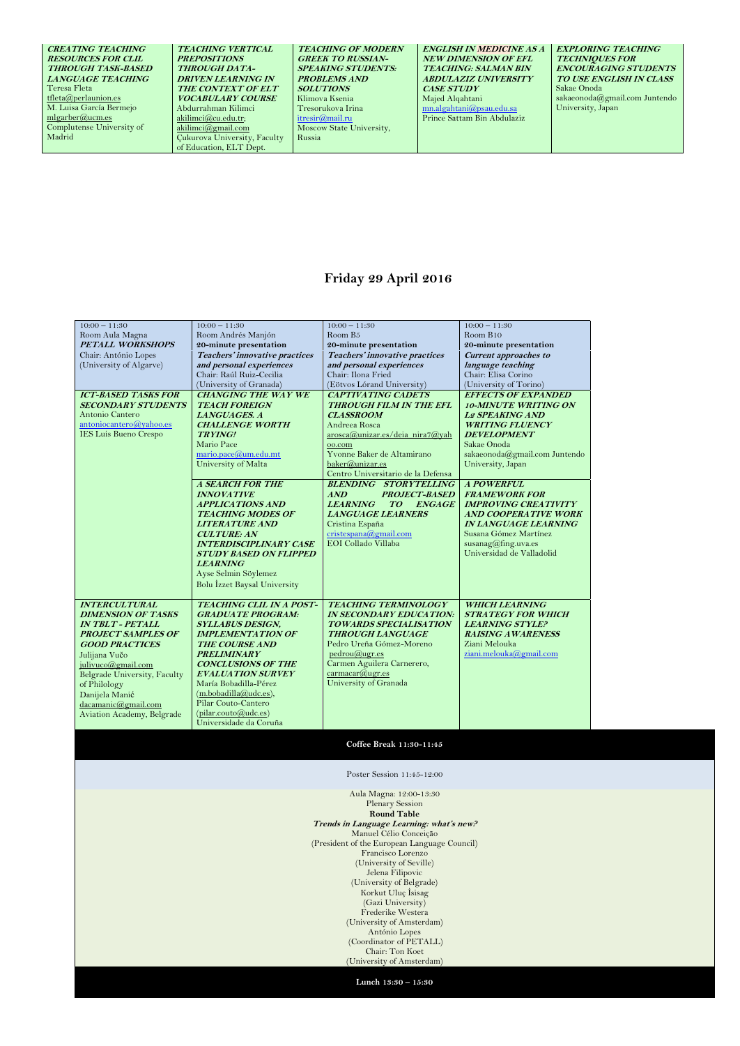| ***CREATING TEACHING RESOURCES FOR CLIL THROUGH TASK-BASED LANGUAGE TEACHING*** Teresa Fleta tfleta@perlaunion.es M. Luisa García Bermejo mlgarber@ucm.es Complutense University of Madrid | ***TEACHING VERTICAL PREPOSITIONS THROUGH DATA-DRIVEN LEARNING IN THE CONTEXT OF ELT VOCABULARY COURSE*** Abdurrahman Kilimci akilimci@cu.edu.tr; akilimci@gmail.com Çukurova University, Faculty of Education, ELT Dept. | ***TEACHING OF MODERN GREEK TO RUSSIAN-SPEAKING STUDENTS: PROBLEMS AND SOLUTIONS*** Klimova Ksenia Tresorukova Irina itresir@mail.ru Moscow State University, Russia | ***ENGLISH IN MEDICINE AS A NEW DIMENSION OF EFL TEACHING: SALMAN BIN ABDULAZIZ UNIVERSITY CASE STUDY*** Majed Alqahtani mn.algahtani@psau.edu.sa Prince Sattam Bin Abdulaziz | ***EXPLORING TEACHING TECHNIQUES FOR ENCOURAGING STUDENTS TO USE ENGLISH IN CLASS*** Sakae Onoda sakaeonoda@gmail.com Juntendo University, Japan |
|---|---|---|---|---|

## Friday 29 April 2016

| 10:00 – 11:30 Room Aula Magna ***PETALL WORKSHOPS*** Chair: António Lopes (University of Algarve) | 10:00 – 11:30 Room Andrés Manjón **20-minute presentation** ***Teachers' innovative practices and personal experiences*** Chair: Raúl Ruiz-Cecilia (University of Granada) | 10:00 – 11:30 Room B5 **20-minute presentation** ***Teachers' innovative practices and personal experiences*** Chair: Ilona Fried (Eötvos Lórand University) | 10:00 – 11:30 Room B10 **20-minute presentation** ***Current approaches to language teaching*** Chair: Elisa Corino (University of Torino) |
|---|---|---|---|
| ***ICT-BASED TASKS FOR SECONDARY STUDENTS*** Antonio Cantero antoniocantero@yahoo.es IES Luis Bueno Crespo | ***CHANGING THE WAY WE TEACH FOREIGN LANGUAGES. A CHALLENGE WORTH TRYING!*** Mario Pace mario.pace@um.edu.mt University of Malta | ***CAPTIVATING CADETS THROUGH FILM IN THE EFL CLASSROOM*** Andreea Rosca arosca@unizar.es/deia_nira7@yahoo.com Yvonne Baker de Altamirano baker@unizar.es Centro Universitario de la Defensa | ***EFFECTS OF EXPANDED 10-MINUTE WRITING ON L2 SPEAKING AND WRITING FLUENCY DEVELOPMENT*** Sakae Onoda sakaeonoda@gmail.com Juntendo University, Japan |
| | ***A SEARCH FOR THE INNOVATIVE APPLICATIONS AND TEACHING MODES OF LITERATURE AND CULTURE: AN INTERDISCIPLINARY CASE STUDY BASED ON FLIPPED LEARNING*** Ayse Selmin Söylemez Bolu İzzet Baysal University | ***BLENDING STORYTELLING AND PROJECT-BASED LEARNING TO ENGAGE LANGUAGE LEARNERS*** Cristina España cristespana@gmail.com EOI Collado Villaba | ***A POWERFUL FRAMEWORK FOR IMPROVING CREATIVITY AND COOPERATIVE WORK IN LANGUAGE LEARNING*** Susana Gómez Martínez susanag@fing.uva.es Universidad de Valladolid |
| ***INTERCULTURAL DIMENSION OF TASKS IN TBLT - PETALL PROJECT SAMPLES OF GOOD PRACTICES*** Julijana Vučo julivuco@gmail.com Belgrade University, Faculty of Philology Danijela Manić dacamanic@gmail.com Aviation Academy, Belgrade | ***TEACHING CLIL IN A POST-GRADUATE PROGRAM: SYLLABUS DESIGN, IMPLEMENTATION OF THE COURSE AND PRELIMINARY CONCLUSIONS OF THE EVALUATION SURVEY*** María Bobadilla-Pérez (m.bobadilla@udc.es), Pilar Couto-Cantero (pilar.couto@udc.es) Universidade da Coruña | ***TEACHING TERMINOLOGY IN SECONDARY EDUCATION: TOWARDS SPECIALISATION THROUGH LANGUAGE*** Pedro Ureña Gómez-Moreno pedrou@ugr.es Carmen Aguilera Carnerero, carmacar@ugr.es University of Granada | ***WHICH LEARNING STRATEGY FOR WHICH LEARNING STYLE? RAISING AWARENESS*** Ziani Melouka ziani.melouka@gmail.com |

**Coffee Break 11:30-11:45**

Poster Session 11:45-12:00

Aula Magna: 12:00-13:30
Plenary Session
**Round Table**
***Trends in Language Learning: what's new?***
Manuel Célio Conceição
(President of the European Language Council)
Francisco Lorenzo
(University of Seville)
Jelena Filipovic
(University of Belgrade)
Korkut Uluç İsisag
(Gazi University)
Frederike Westera
(University of Amsterdam)
António Lopes
(Coordinator of PETALL)
Chair: Ton Koet
(University of Amsterdam)

**Lunch 13:30 – 15:30**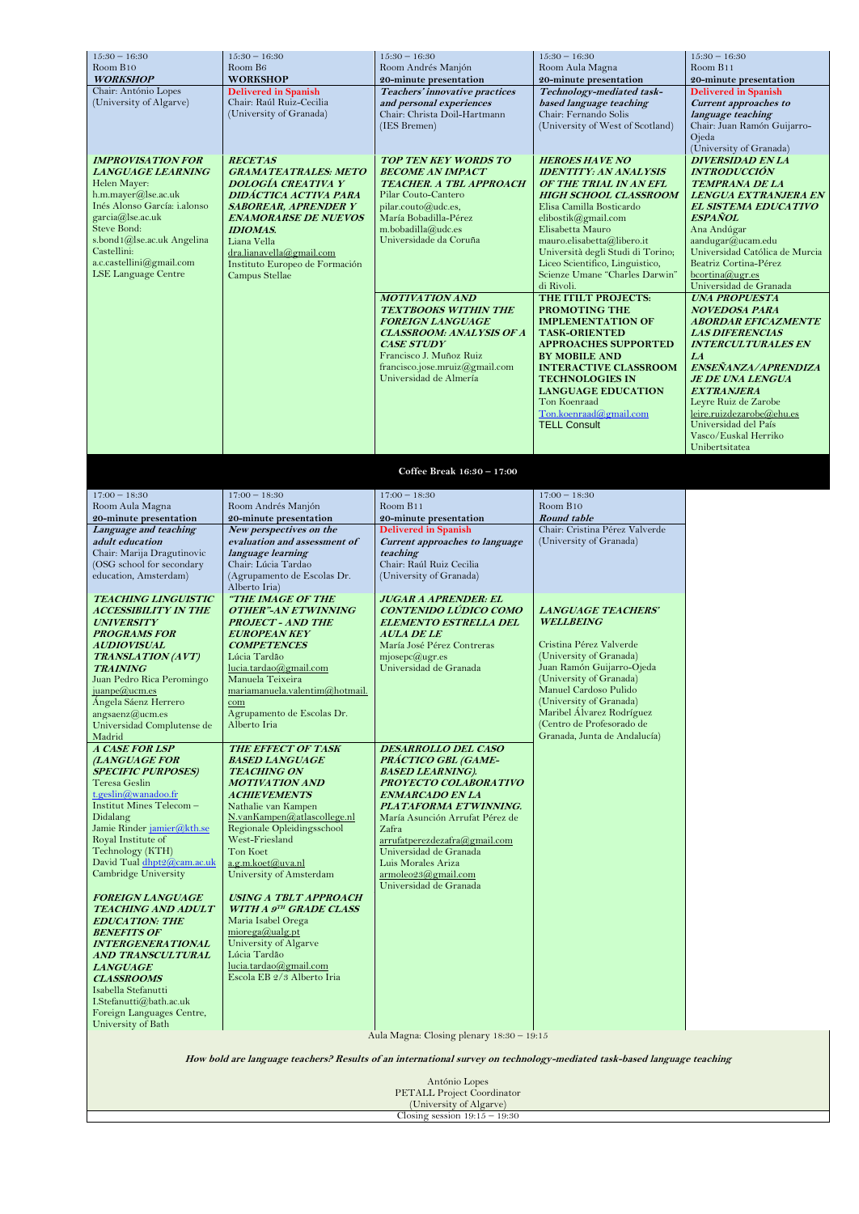| 15:30 – 16:30<br>Room B10<br>**WORKSHOP** | 15:30 – 16:30<br>Room B6<br>**WORKSHOP** | 15:30 – 16:30<br>Room Andrés Manjón<br>**20-minute presentation** | 15:30 – 16:30<br>Room Aula Magna<br>**20-minute presentation** | 15:30 – 16:30<br>Room B11<br>**20-minute presentation** |
|---|---|---|---|---|
| Chair: António Lopes<br>(University of Algarve) | **Delivered in Spanish**<br>Chair: Raúl Ruiz-Cecilia<br>(University of Granada) | ***Teachers' innovative practices and personal experiences***<br>Chair: Christa Doil-Hartmann<br>(IES Bremen) | ***Technology-mediated task-based language teaching***<br>Chair: Fernando Solis<br>(University of West of Scotland) | **Delivered in Spanish**<br>***Current approaches to language teaching***<br>Chair: Juan Ramón Guijarro-Ojeda<br>(University of Granada) |
| ***IMPROVISATION FOR LANGUAGE LEARNING***<br>Helen Mayer:<br>h.m.mayer@lse.ac.uk<br>Inés Alonso García: i.alonso garcia@lse.ac.uk<br>Steve Bond:<br>s.bond1@lse.ac.uk Angelina Castellini:<br>a.c.castellini@gmail.com<br>LSE Language Centre | ***RECETAS GRAMATEATRALES: METODOLOGÍA CREATIVA Y DIDÁCTICA ACTIVA PARA SABOREAR, APRENDER Y ENAMORARSE DE NUEVOS IDIOMAS.***<br>Liana Vella<br>dra.lianavella@gmail.com<br>Instituto Europeo de Formación Campus Stellae | ***TOP TEN KEY WORDS TO BECOME AN IMPACT TEACHER. A TBL APPROACH***<br>Pilar Couto-Cantero<br>pilar.couto@udc.es,<br>María Bobadilla-Pérez<br>m.bobadilla@udc.es<br>Universidade da Coruña | ***HEROES HAVE NO IDENTITY: AN ANALYSIS OF THE TRIAL IN AN EFL HIGH SCHOOL CLASSROOM***<br>Elisa Camilla Bosticardo<br>elibostik@gmail.com<br>Elisabetta Mauro<br>mauro.elisabetta@libero.it<br>Università degli Studi di Torino; Liceo Scientifico, Linguistico, Scienze Umane "Charles Darwin" di Rivoli. | ***DIVERSIDAD EN LA INTRODUCCIÓN TEMPRANA DE LA LENGUA EXTRANJERA EN EL SISTEMA EDUCATIVO ESPAÑOL***<br>Ana Andúgar<br>aandugar@ucam.edu<br>Universidad Católica de Murcia<br>Beatriz Cortina-Pérez<br>bcortina@ugr.es<br>Universidad de Granada |
| | | ***MOTIVATION AND TEXTBOOKS WITHIN THE FOREIGN LANGUAGE CLASSROOM: ANALYSIS OF A CASE STUDY***<br>Francisco J. Muñoz Ruiz<br>francisco.jose.mruiz@gmail.com<br>Universidad de Almería | **THE ITILT PROJECTS: PROMOTING THE IMPLEMENTATION OF TASK-ORIENTED APPROACHES SUPPORTED BY MOBILE AND INTERACTIVE CLASSROOM TECHNOLOGIES IN LANGUAGE EDUCATION**<br>Ton Koenraad<br>Ton.koenraad@gmail.com<br>TELL Consult | ***UNA PROPUESTA NOVEDOSA PARA ABORDAR EFICAZMENTE LAS DIFERENCIAS INTERCULTURALES EN LA ENSEÑANZA/APRENDIZAJE DE UNA LENGUA EXTRANJERA***<br>Leyre Ruiz de Zarobe<br>leire.ruizdezarobe@ehu.es<br>Universidad del País Vasco/Euskal Herriko Unibertsitatea |

**Coffee Break 16:30 – 17:00**

| 17:00 – 18:30<br>Room Aula Magna<br>**20-minute presentation** | 17:00 – 18:30<br>Room Andrés Manjón<br>**20-minute presentation** | 17:00 – 18:30<br>Room B11<br>**20-minute presentation** | 17:00 – 18:30<br>Room B10<br>***Round table*** |
|---|---|---|---|
| ***Language and teaching adult education***<br>Chair: Marija Dragutinovic<br>(OSG school for secondary education, Amsterdam) | ***New perspectives on the evaluation and assessment of language learning***<br>Chair: Lúcia Tardao<br>(Agrupamento de Escolas Dr. Alberto Iria) | **Delivered in Spanish**<br>***Current approaches to language teaching***<br>Chair: Raúl Ruiz Cecilia<br>(University of Granada) | Chair: Cristina Pérez Valverde<br>(University of Granada) |
| ***TEACHING LINGUISTIC ACCESSIBILITY IN THE UNIVERSITY PROGRAMS FOR AUDIOVISUAL TRANSLATION (AVT) TRAINING***<br>Juan Pedro Rica Peromingo<br>juanpe@ucm.es<br>Ángela Sáenz Herrero<br>angsaenz@ucm.es<br>Universidad Complutense de Madrid | ***"THE IMAGE OF THE OTHER"-AN ETWINNING PROJECT - AND THE EUROPEAN KEY COMPETENCES***<br>Lúcia Tardão<br>lucia.tardao@gmail.com<br>Manuela Teixeira<br>mariamanuela.valentim@hotmail.com<br>Agrupamento de Escolas Dr. Alberto Iria | ***JUGAR A APRENDER: EL CONTENIDO LÚDICO COMO ELEMENTO ESTRELLA DEL AULA DE LE***<br>María José Pérez Contreras<br>mjosepc@ugr.es<br>Universidad de Granada | ***LANGUAGE TEACHERS' WELLBEING***<br>Cristina Pérez Valverde<br>(University of Granada)<br>Juan Ramón Guijarro-Ojeda<br>(University of Granada)<br>Manuel Cardoso Pulido<br>(University of Granada)<br>Maribel Álvarez Rodríguez<br>(Centro de Profesorado de Granada, Junta de Andalucía) |
| ***A CASE FOR LSP (LANGUAGE FOR SPECIFIC PURPOSES)***<br>Teresa Geslin<br>t.geslin@wanadoo.fr<br>Institut Mines Telecom – Didalang<br>Jamie Rinder jamier@kth.se<br>Royal Institute of Technology (KTH)<br>David Tual dhpt2@cam.ac.uk<br>Cambridge University<br><br>***FOREIGN LANGUAGE TEACHING AND ADULT EDUCATION: THE BENEFITS OF INTERGENERATIONAL AND TRANSCULTURAL LANGUAGE CLASSROOMS***<br>Isabella Stefanutti<br>I.Stefanutti@bath.ac.uk<br>Foreign Languages Centre, University of Bath | ***THE EFFECT OF TASK BASED LANGUAGE TEACHING ON MOTIVATION AND ACHIEVEMENTS***<br>Nathalie van Kampen<br>N.vanKampen@atlascollege.nl<br>Regionale Opleidingsschool West-Friesland<br>Ton Koet<br>a.g.m.koet@uva.nl<br>University of Amsterdam<br><br>***USING A TBLT APPROACH WITH A 9TH GRADE CLASS***<br>Maria Isabel Orega<br>miorega@ualg.pt<br>University of Algarve<br>Lúcia Tardão<br>lucia.tardao@gmail.com<br>Escola EB 2/3 Alberto Iria | ***DESARROLLO DEL CASO PRÁCTICO GBL (GAME-BASED LEARNING). PROYECTO COLABORATIVO ENMARCADO EN LA PLATAFORMA ETWINNING.***<br>María Asunción Arrufat Pérez de Zafra<br>arrufatperezdezafra@gmail.com<br>Universidad de Granada<br>Luis Morales Ariza<br>armoleo23@gmail.com<br>Universidad de Granada | |

Aula Magna: Closing plenary 18:30 – 19:15

***How bold are language teachers? Results of an international survey on technology-mediated task-based language teaching***

António Lopes
PETALL Project Coordinator
(University of Algarve)

Closing session 19:15 – 19:30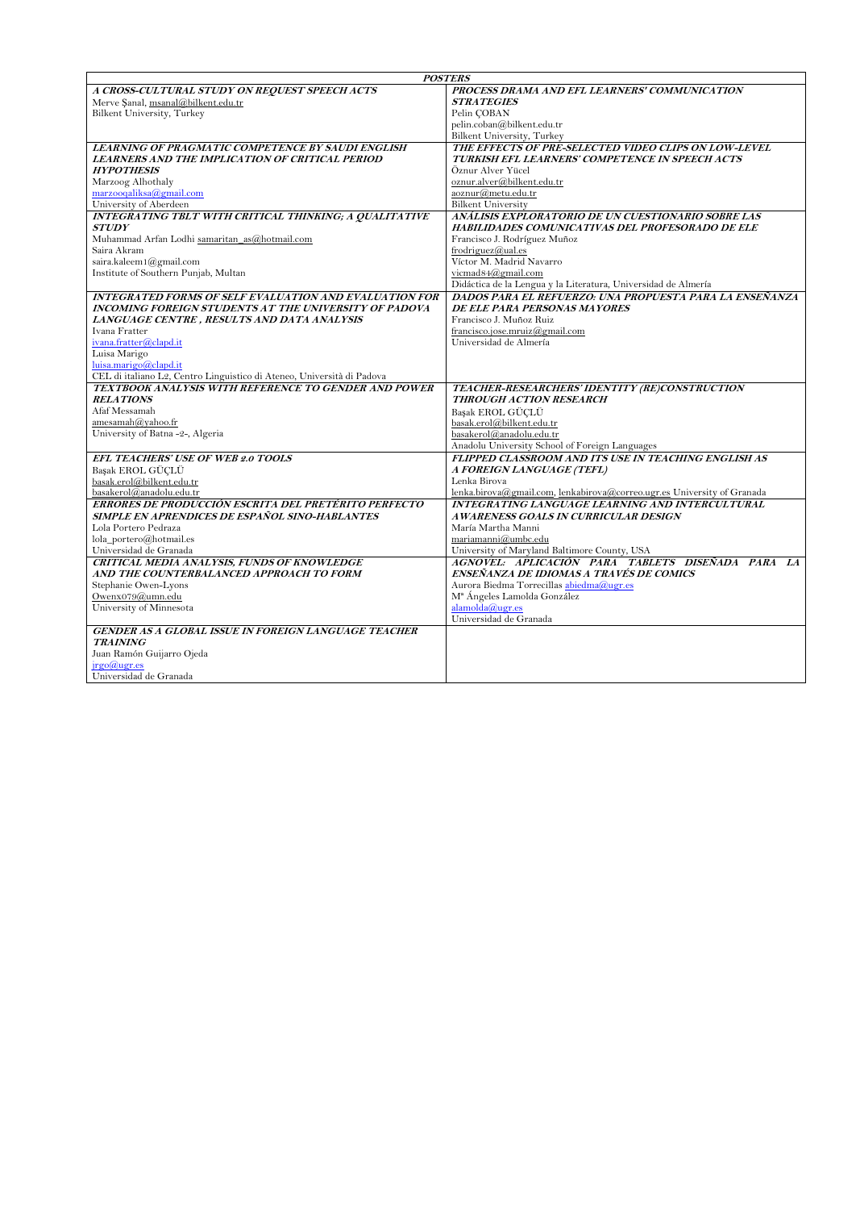| *POSTERS* | |
|---|---|
| ***A CROSS-CULTURAL STUDY ON REQUEST SPEECH ACTS***<br>Merve Şanal, msanal@bilkent.edu.tr<br>Bilkent University, Turkey | ***PROCESS DRAMA AND EFL LEARNERS' COMMUNICATION STRATEGIES***<br>Pelin ÇOBAN<br>pelin.coban@bilkent.edu.tr<br>Bilkent University, Turkey |
| ***LEARNING OF PRAGMATIC COMPETENCE BY SAUDI ENGLISH LEARNERS AND THE IMPLICATION OF CRITICAL PERIOD HYPOTHESIS***<br>Marzoog Alhothaly<br>marzooqaliksa@gmail.com<br>University of Aberdeen | ***THE EFFECTS OF PRE-SELECTED VIDEO CLIPS ON LOW-LEVEL TURKISH EFL LEARNERS' COMPETENCE IN SPEECH ACTS***<br>Öznur Alver Yücel<br>oznur.alver@bilkent.edu.tr<br>aoznur@metu.edu.tr<br>Bilkent University |
| ***INTEGRATING TBLT WITH CRITICAL THINKING; A QUALITATIVE STUDY***<br>Muhammad Arfan Lodhi samaritan_as@hotmail.com<br>Saira Akram<br>saira.kaleem1@gmail.com<br>Institute of Southern Punjab, Multan | ***ANÁLISIS EXPLORATORIO DE UN CUESTIONARIO SOBRE LAS HABILIDADES COMUNICATIVAS DEL PROFESORADO DE ELE***<br>Francisco J. Rodríguez Muñoz<br>frodriguez@ual.es<br>Víctor M. Madrid Navarro<br>vicmad84@gmail.com<br>Didáctica de la Lengua y la Literatura, Universidad de Almería |
| ***INTEGRATED FORMS OF SELF EVALUATION AND EVALUATION FOR INCOMING FOREIGN STUDENTS AT THE UNIVERSITY OF PADOVA LANGUAGE CENTRE , RESULTS AND DATA ANALYSIS***<br>Ivana Fratter<br>ivana.fratter@clapd.it<br>Luisa Marigo<br>luisa.marigo@clapd.it<br>CEL di italiano L2, Centro Linguistico di Ateneo, Università di Padova | ***DADOS PARA EL REFUERZO: UNA PROPUESTA PARA LA ENSEÑANZA DE ELE PARA PERSONAS MAYORES***<br>Francisco J. Muñoz Ruiz<br>francisco.jose.mruiz@gmail.com<br>Universidad de Almería |
| ***TEXTBOOK ANALYSIS WITH REFERENCE TO GENDER AND POWER RELATIONS***<br>Afaf Messamah<br>amesamah@yahoo.fr<br>University of Batna -2-, Algeria | ***TEACHER-RESEARCHERS' IDENTITY (RE)CONSTRUCTION THROUGH ACTION RESEARCH***<br>Başak EROL GÜÇLÜ<br>basak.erol@bilkent.edu.tr<br>basakerol@anadolu.edu.tr<br>Anadolu University School of Foreign Languages |
| ***EFL TEACHERS' USE OF WEB 2.0 TOOLS***<br>Başak EROL GÜÇLÜ<br>basak.erol@bilkent.edu.tr<br>basakerol@anadolu.edu.tr | ***FLIPPED CLASSROOM AND ITS USE IN TEACHING ENGLISH AS A FOREIGN LANGUAGE (TEFL)***<br>Lenka Birova<br>lenka.birova@gmail.com, lenkabirova@correo.ugr.es University of Granada |
| ***ERRORES DE PRODUCCIÓN ESCRITA DEL PRETÉRITO PERFECTO SIMPLE EN APRENDICES DE ESPAÑOL SINO-HABLANTES***<br>Lola Portero Pedraza<br>lola_portero@hotmail.es<br>Universidad de Granada | ***INTEGRATING LANGUAGE LEARNING AND INTERCULTURAL AWARENESS GOALS IN CURRICULAR DESIGN***<br>María Martha Manni<br>mariamanni@umbc.edu<br>University of Maryland Baltimore County, USA |
| ***CRITICAL MEDIA ANALYSIS, FUNDS OF KNOWLEDGE AND THE COUNTERBALANCED APPROACH TO FORM***<br>Stephanie Owen-Lyons<br>Owenx079@umn.edu<br>University of Minnesota | ***AGNOVEL: APLICACIÓN PARA TABLETS DISEÑADA PARA LA ENSEÑANZA DE IDIOMAS A TRAVÉS DE COMICS***<br>Aurora Biedma Torrecillas abiedma@ugr.es<br>Mª Ángeles Lamolda González<br>alamolda@ugr.es<br>Universidad de Granada |
| ***GENDER AS A GLOBAL ISSUE IN FOREIGN LANGUAGE TEACHER TRAINING***<br>Juan Ramón Guijarro Ojeda<br>jrgo@ugr.es<br>Universidad de Granada | |